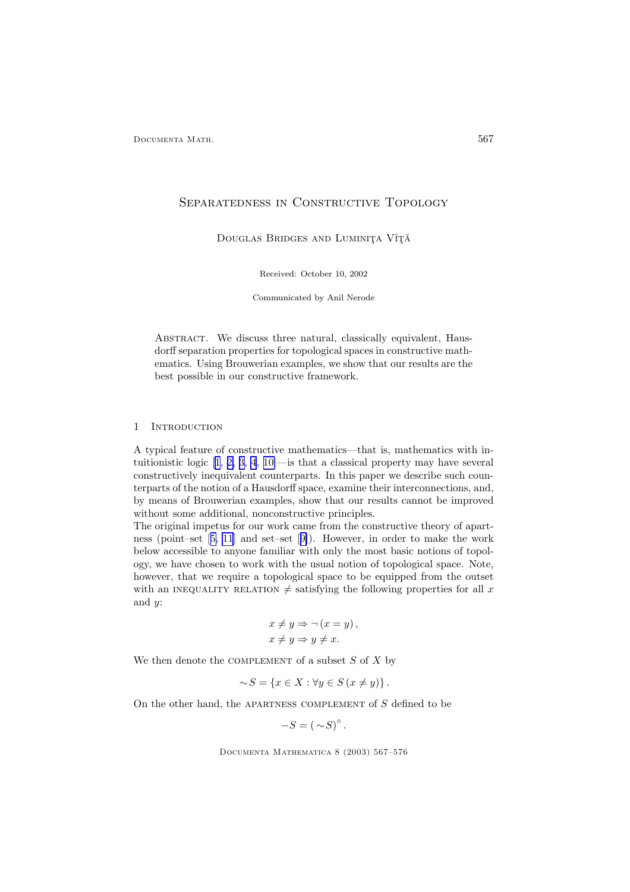# Separatedness in Constructive Topology

Douglas Bridges and Luminiţa Vîţă

Received: October 10, 2002

Communicated by Anil Nerode

Abstract. We discuss three natural, classically equivalent, Hausdorff separation properties for topological spaces in constructive mathematics. Using Brouwerian examples, we show that our results are the best possible in our constructive framework.

## 1 Introduction

A typical feature of constructive mathematics—that is, mathematics with intuitionistic logic [1, 2, 3, 4, 10]—is that a classical property may have several constructively inequivalent counterparts. In this paper we describe such counterparts of the notion of a Hausdorff space, examine their interconnections, and, by means of Brouwerian examples, show that our results cannot be improved without some additional, nonconstructive principles.

The original impetus for our work came from the constructive theory of apartness (point–set [5, 11] and set–set [9]). However, in order to make the work below accessible to anyone familiar with only the most basic notions of topology, we have chosen to work with the usual notion of topological space. Note, however, that we require a topological space to be equipped from the outset with an inequality relation $\neq$ satisfying the following properties for all $x$ and $y$:

$$x \neq y \Rightarrow \neg (x = y),$$
$$x \neq y \Rightarrow y \neq x.$$

We then denote the complement of a subset $S$ of $X$ by

$$\sim S = \{x \in X : \forall y \in S \, (x \neq y)\}.$$

On the other hand, the apartness complement of $S$ defined to be

$$-S = (\sim S)^{\circ}.$$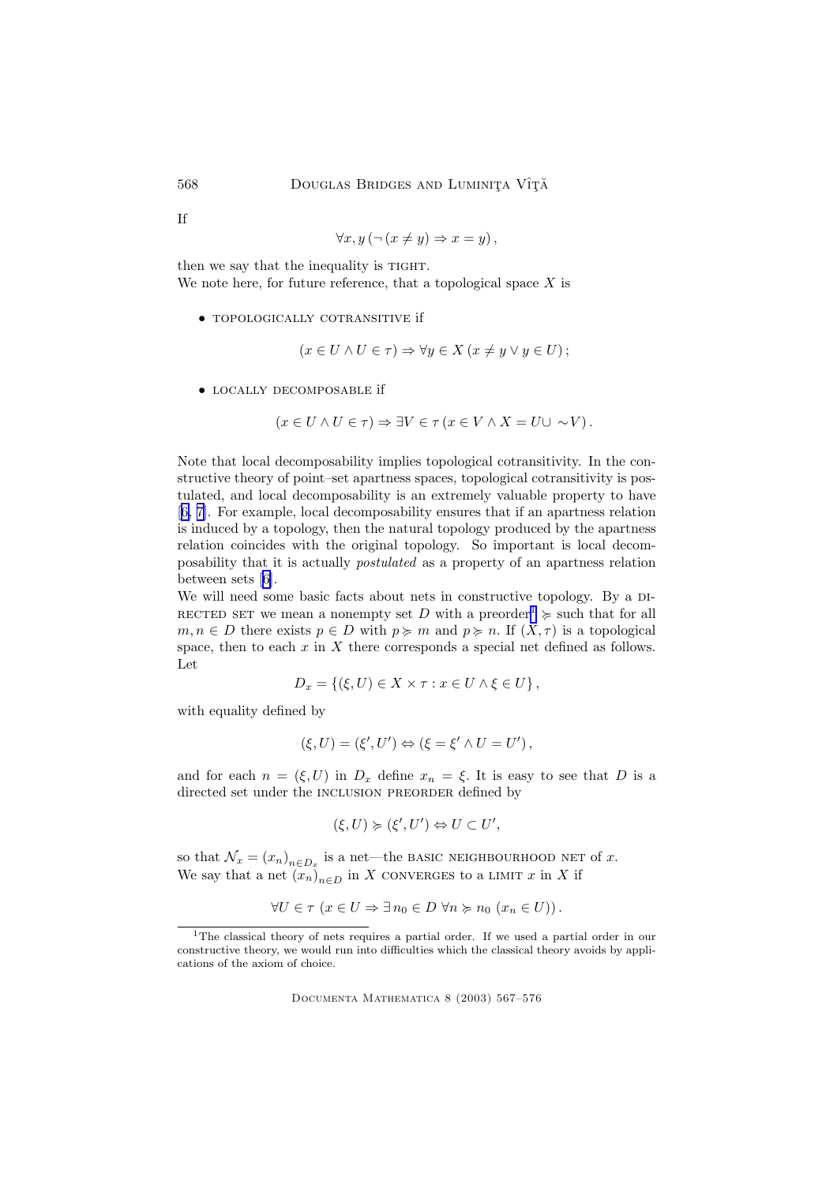If

$$\forall x, y \left(\neg\left(x \neq y\right) \Rightarrow x = y\right),$$

then we say that the inequality is TIGHT.
We note here, for future reference, that a topological space $X$ is

- TOPOLOGICALLY COTRANSITIVE if

$$\left(x \in U \wedge U \in \tau\right) \Rightarrow \forall y \in X \left(x \neq y \vee y \in U\right);$$

- LOCALLY DECOMPOSABLE if

$$\left(x \in U \wedge U \in \tau\right) \Rightarrow \exists V \in \tau \left(x \in V \wedge X = U \cup \sim V\right).$$

Note that local decomposability implies topological cotransitivity. In the constructive theory of point–set apartness spaces, topological cotransitivity is postulated, and local decomposability is an extremely valuable property to have [6, 7]. For example, local decomposability ensures that if an apartness relation is induced by a topology, then the natural topology produced by the apartness relation coincides with the original topology. So important is local decomposability that it is actually *postulated* as a property of an apartness relation between sets [6].
We will need some basic facts about nets in constructive topology. By a DIRECTED SET we mean a nonempty set $D$ with a preorder[1] $\succcurlyeq$ such that for all $m, n \in D$ there exists $p \in D$ with $p \succcurlyeq m$ and $p \succcurlyeq n$. If $(X, \tau)$ is a topological space, then to each $x$ in $X$ there corresponds a special net defined as follows. Let

$$D_x = \left\{(\xi, U) \in X \times \tau : x \in U \wedge \xi \in U\right\},$$

with equality defined by

$$(\xi, U) = (\xi', U') \Leftrightarrow \left(\xi = \xi' \wedge U = U'\right),$$

and for each $n = (\xi, U)$ in $D_x$ define $x_n = \xi$. It is easy to see that $D$ is a directed set under the INCLUSION PREORDER defined by

$$(\xi, U) \succcurlyeq (\xi', U') \Leftrightarrow U \subset U',$$

so that $\mathcal{N}_x = (x_n)_{n \in D_x}$ is a net—the BASIC NEIGHBOURHOOD NET of $x$.
We say that a net $(x_n)_{n \in D}$ in $X$ CONVERGES to a LIMIT $x$ in $X$ if

$$\forall U \in \tau \ \left(x \in U \Rightarrow \exists\, n_0 \in D \ \forall n \succcurlyeq n_0 \ (x_n \in U)\right).$$

[1] The classical theory of nets requires a partial order. If we used a partial order in our constructive theory, we would run into difficulties which the classical theory avoids by applications of the axiom of choice.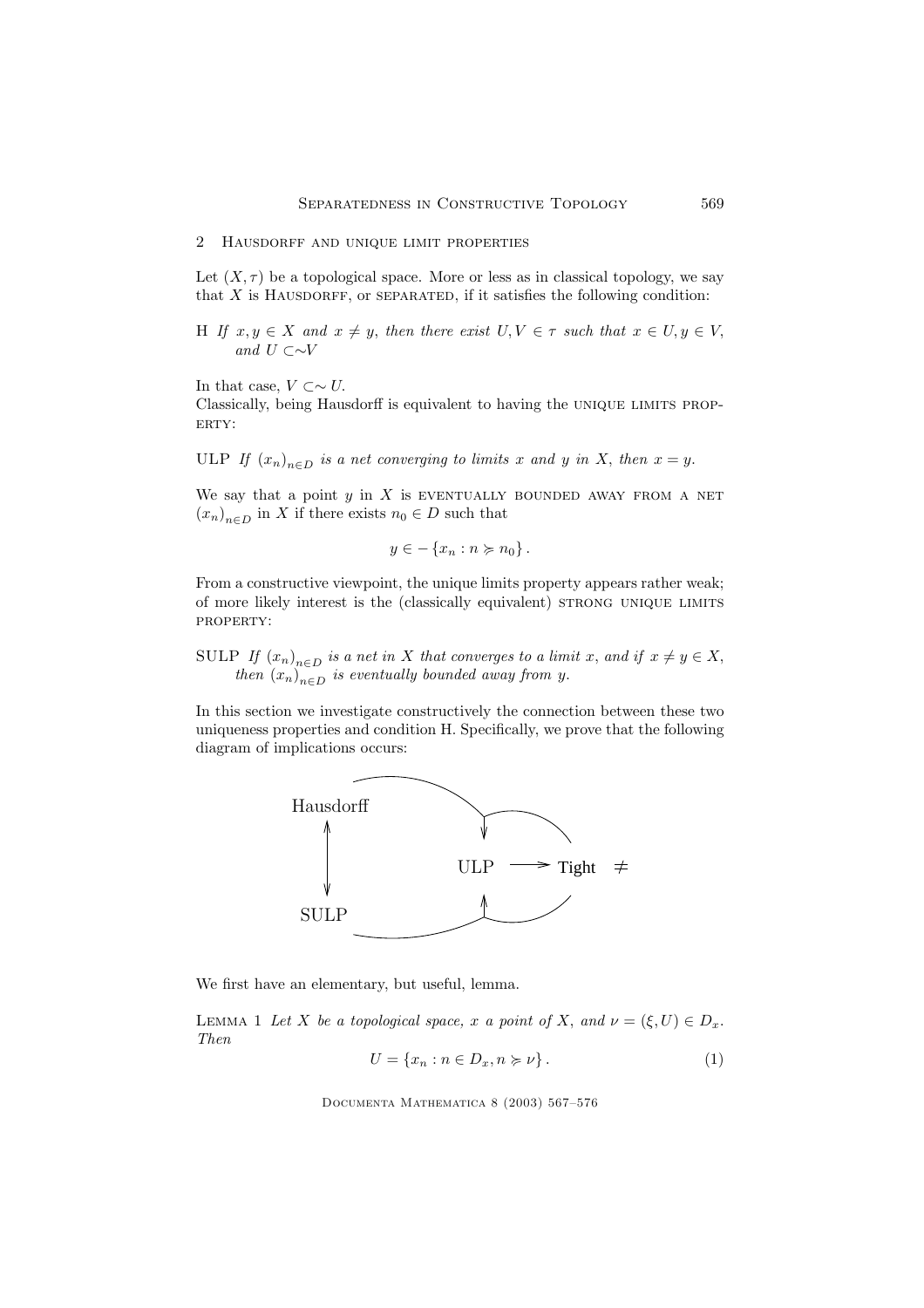## 2 Hausdorff and unique limit properties

Let $(X, \tau)$ be a topological space. More or less as in classical topology, we say that $X$ is Hausdorff, or separated, if it satisfies the following condition:

H *If $x, y \in X$ and $x \neq y$, then there exist $U, V \in \tau$ such that $x \in U, y \in V$, and $U \subset\sim V$*

In that case, $V \subset\sim U$.

Classically, being Hausdorff is equivalent to having the unique limits property:

ULP *If $(x_n)_{n \in D}$ is a net converging to limits $x$ and $y$ in $X$, then $x = y$.*

We say that a point $y$ in $X$ is eventually bounded away from a net $(x_n)_{n \in D}$ in $X$ if there exists $n_0 \in D$ such that

$$y \in -\{x_n : n \succcurlyeq n_0\}.$$

From a constructive viewpoint, the unique limits property appears rather weak; of more likely interest is the (classically equivalent) strong unique limits property:

SULP *If $(x_n)_{n \in D}$ is a net in $X$ that converges to a limit $x$, and if $x \neq y \in X$, then $(x_n)_{n \in D}$ is eventually bounded away from $y$.*

In this section we investigate constructively the connection between these two uniqueness properties and condition H. Specifically, we prove that the following diagram of implications occurs:

Hausdorff ⟷ SULP; Hausdorff → ULP; SULP → ULP; ULP → Tight $\neq$; Tight $\neq$ → ULP

We first have an elementary, but useful, lemma.

Lemma 1 *Let $X$ be a topological space, $x$ a point of $X$, and $\nu = (\xi, U) \in D_x$. Then*

$$U = \{x_n : n \in D_x, n \succcurlyeq \nu\}. \tag{1}$$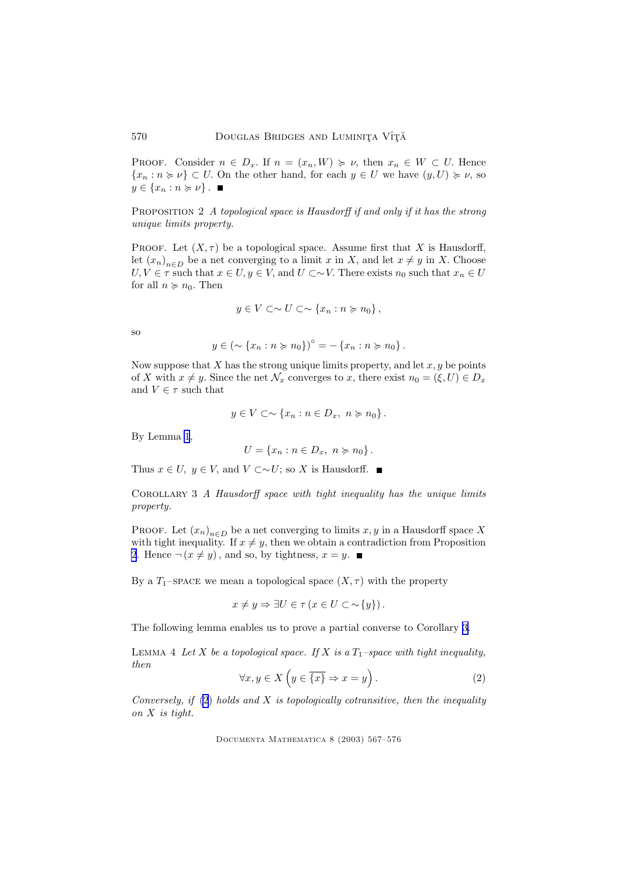PROOF. Consider $n \in D_x$. If $n = (x_n, W) \succcurlyeq \nu$, then $x_n \in W \subset U$. Hence $\{x_n : n \succcurlyeq \nu\} \subset U$. On the other hand, for each $y \in U$ we have $(y, U) \succcurlyeq \nu$, so $y \in \{x_n : n \succcurlyeq \nu\}$. ■

PROPOSITION 2 *A topological space is Hausdorff if and only if it has the strong unique limits property.*

PROOF. Let $(X, \tau)$ be a topological space. Assume first that $X$ is Hausdorff, let $(x_n)_{n \in D}$ be a net converging to a limit $x$ in $X$, and let $x \neq y$ in $X$. Choose $U, V \in \tau$ such that $x \in U, y \in V$, and $U \subset\sim V$. There exists $n_0$ such that $x_n \in U$ for all $n \succcurlyeq n_0$. Then

$$y \in V \subset\sim U \subset\sim \{x_n : n \succcurlyeq n_0\},$$

so

$$y \in (\sim \{x_n : n \succcurlyeq n_0\})^{\circ} = -\{x_n : n \succcurlyeq n_0\}.$$

Now suppose that $X$ has the strong unique limits property, and let $x, y$ be points of $X$ with $x \neq y$. Since the net $\mathcal{N}_x$ converges to $x$, there exist $n_0 = (\xi, U) \in D_x$ and $V \in \tau$ such that

$$y \in V \subset\sim \{x_n : n \in D_x,\ n \succcurlyeq n_0\}.$$

By Lemma 1,

$$U = \{x_n : n \in D_x,\ n \succcurlyeq n_0\}.$$

Thus $x \in U,\ y \in V$, and $V \subset\sim U$; so $X$ is Hausdorff. ■

COROLLARY 3 *A Hausdorff space with tight inequality has the unique limits property.*

PROOF. Let $(x_n)_{n \in D}$ be a net converging to limits $x, y$ in a Hausdorff space $X$ with tight inequality. If $x \neq y$, then we obtain a contradiction from Proposition 2. Hence $\neg(x \neq y)$, and so, by tightness, $x = y$. ■

By a $T_1$–SPACE we mean a topological space $(X, \tau)$ with the property

$$x \neq y \Rightarrow \exists U \in \tau\,(x \in U \subset \sim\{y\}).$$

The following lemma enables us to prove a partial converse to Corollary 3.

LEMMA 4 *Let $X$ be a topological space. If $X$ is a $T_1$–space with tight inequality, then*

$$\forall x, y \in X \left(y \in \overline{\{x\}} \Rightarrow x = y\right). \tag{2}$$

*Conversely, if (2) holds and $X$ is topologically cotransitive, then the inequality on $X$ is tight.*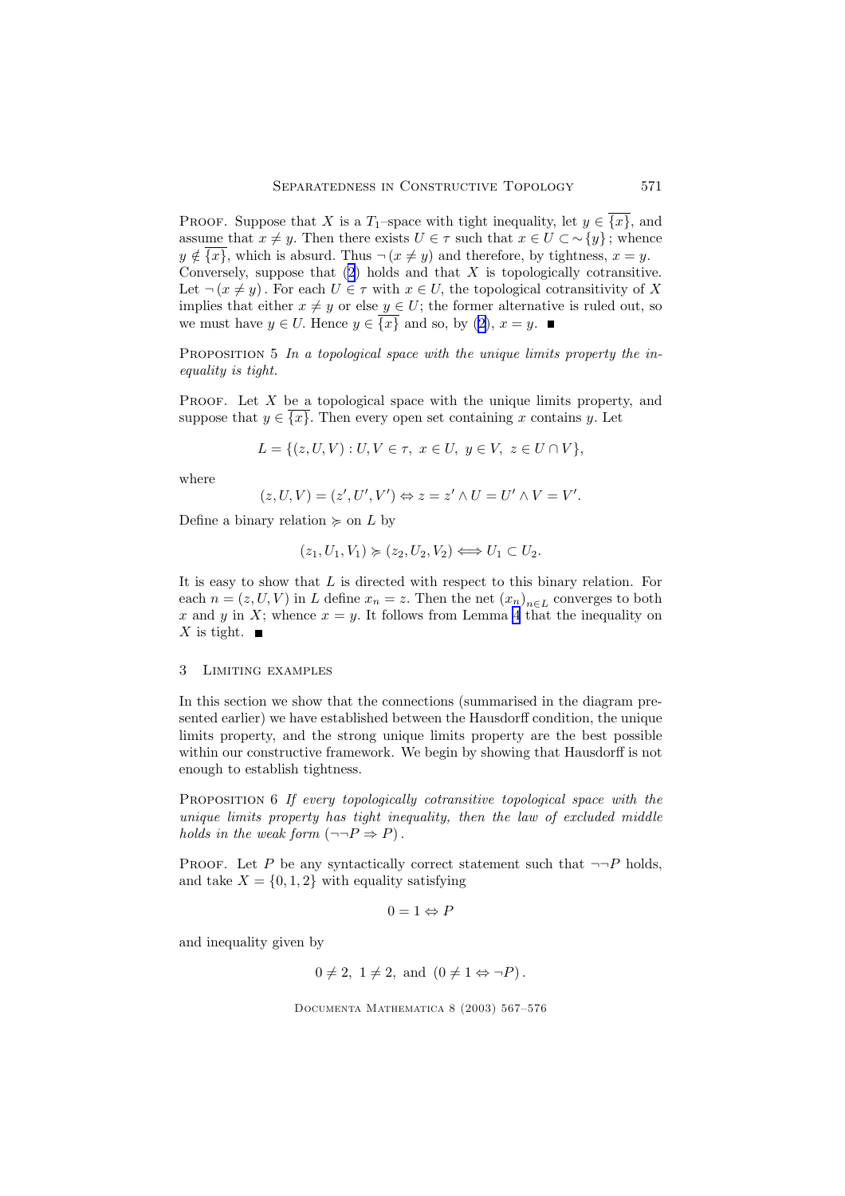Proof. Suppose that $X$ is a $T_1$–space with tight inequality, let $y \in \overline{\{x\}}$, and assume that $x \neq y$. Then there exists $U \in \tau$ such that $x \in U \subset {\sim}\{y\}$; whence $y \notin \overline{\{x\}}$, which is absurd. Thus $\neg(x \neq y)$ and therefore, by tightness, $x = y$. Conversely, suppose that (2) holds and that $X$ is topologically cotransitive. Let $\neg(x \neq y)$. For each $U \in \tau$ with $x \in U$, the topological cotransitivity of $X$ implies that either $x \neq y$ or else $y \in U$; the former alternative is ruled out, so we must have $y \in U$. Hence $y \in \overline{\{x\}}$ and so, by (2), $x = y$. ■

Proposition 5 *In a topological space with the unique limits property the inequality is tight.*

Proof. Let $X$ be a topological space with the unique limits property, and suppose that $y \in \overline{\{x\}}$. Then every open set containing $x$ contains $y$. Let

$$L = \{(z, U, V) : U, V \in \tau,\ x \in U,\ y \in V,\ z \in U \cap V\},$$

where

$$(z, U, V) = (z', U', V') \Leftrightarrow z = z' \wedge U = U' \wedge V = V'.$$

Define a binary relation $\succcurlyeq$ on $L$ by

$$(z_1, U_1, V_1) \succcurlyeq (z_2, U_2, V_2) \Longleftrightarrow U_1 \subset U_2.$$

It is easy to show that $L$ is directed with respect to this binary relation. For each $n = (z, U, V)$ in $L$ define $x_n = z$. Then the net $(x_n)_{n \in L}$ converges to both $x$ and $y$ in $X$; whence $x = y$. It follows from Lemma 4 that the inequality on $X$ is tight. ■

## 3 Limiting examples

In this section we show that the connections (summarised in the diagram presented earlier) we have established between the Hausdorff condition, the unique limits property, and the strong unique limits property are the best possible within our constructive framework. We begin by showing that Hausdorff is not enough to establish tightness.

Proposition 6 *If every topologically cotransitive topological space with the unique limits property has tight inequality, then the law of excluded middle holds in the weak form* $(\neg\neg P \Rightarrow P)$.

Proof. Let $P$ be any syntactically correct statement such that $\neg\neg P$ holds, and take $X = \{0, 1, 2\}$ with equality satisfying

$$0 = 1 \Leftrightarrow P$$

and inequality given by

$$0 \neq 2,\ 1 \neq 2, \text{ and } (0 \neq 1 \Leftrightarrow \neg P).$$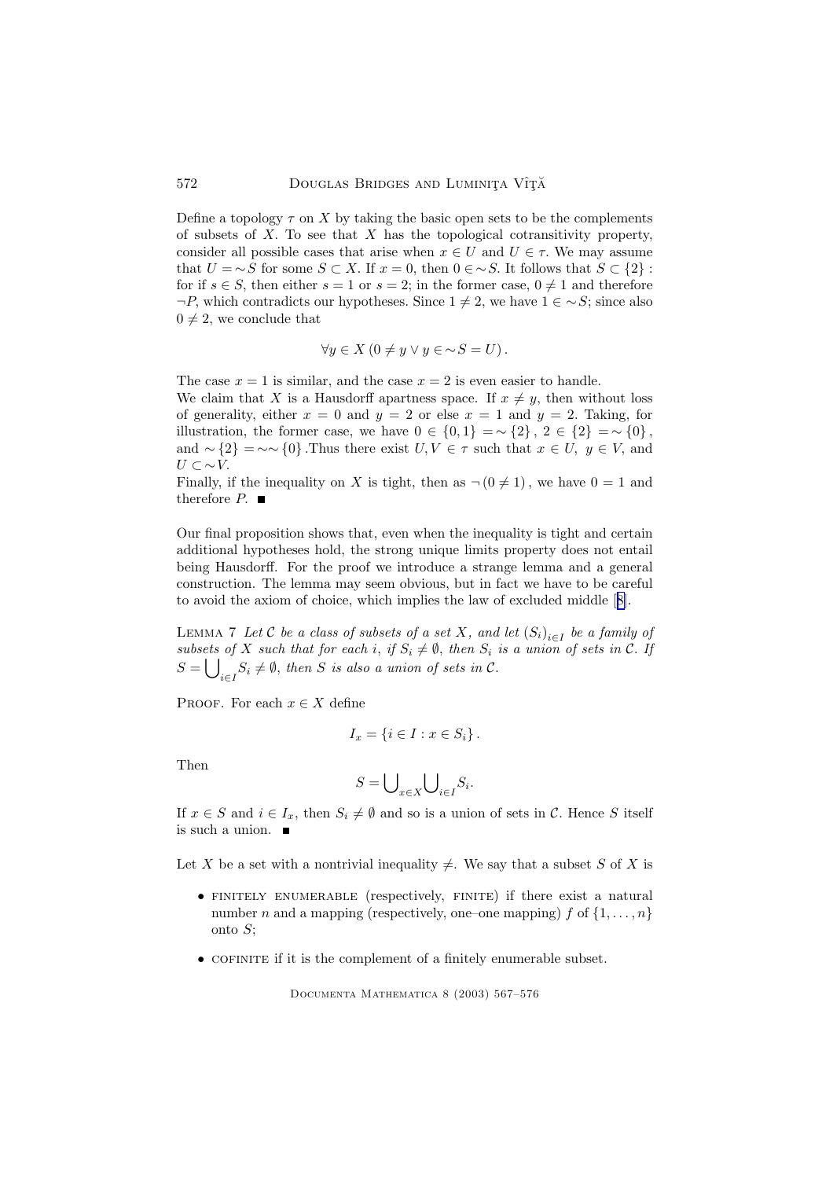Define a topology $\tau$ on $X$ by taking the basic open sets to be the complements of subsets of $X$. To see that $X$ has the topological cotransitivity property, consider all possible cases that arise when $x \in U$ and $U \in \tau$. We may assume that $U = \sim S$ for some $S \subset X$. If $x = 0$, then $0 \in \sim S$. It follows that $S \subset \{2\}$ : for if $s \in S$, then either $s = 1$ or $s = 2$; in the former case, $0 \neq 1$ and therefore $\neg P$, which contradicts our hypotheses. Since $1 \neq 2$, we have $1 \in \sim S$; since also $0 \neq 2$, we conclude that

$$\forall y \in X \, (0 \neq y \vee y \in \sim S = U) \, .$$

The case $x = 1$ is similar, and the case $x = 2$ is even easier to handle.
We claim that $X$ is a Hausdorff apartness space. If $x \neq y$, then without loss of generality, either $x = 0$ and $y = 2$ or else $x = 1$ and $y = 2$. Taking, for illustration, the former case, we have $0 \in \{0, 1\} = \sim \{2\}$, $2 \in \{2\} = \sim \{0\}$, and $\sim \{2\} = \sim\sim \{0\}$ .Thus there exist $U, V \in \tau$ such that $x \in U$, $y \in V$, and $U \subset \sim V$.
Finally, if the inequality on $X$ is tight, then as $\neg (0 \neq 1)$, we have $0 = 1$ and therefore $P$. ∎

Our final proposition shows that, even when the inequality is tight and certain additional hypotheses hold, the strong unique limits property does not entail being Hausdorff. For the proof we introduce a strange lemma and a general construction. The lemma may seem obvious, but in fact we have to be careful to avoid the axiom of choice, which implies the law of excluded middle [8].

Lemma 7 *Let $\mathcal{C}$ be a class of subsets of a set $X$, and let $(S_i)_{i \in I}$ be a family of subsets of $X$ such that for each $i$, if $S_i \neq \emptyset$, then $S_i$ is a union of sets in $\mathcal{C}$. If $S = \bigcup_{i \in I} S_i \neq \emptyset$, then $S$ is also a union of sets in $\mathcal{C}$.*

Proof. For each $x \in X$ define

$$I_x = \{ i \in I : x \in S_i \} \, .$$

Then

$$S = \bigcup\nolimits_{x \in X} \bigcup\nolimits_{i \in I} S_i .$$

If $x \in S$ and $i \in I_x$, then $S_i \neq \emptyset$ and so is a union of sets in $\mathcal{C}$. Hence $S$ itself is such a union. ∎

Let $X$ be a set with a nontrivial inequality $\neq$. We say that a subset $S$ of $X$ is

- finitely enumerable (respectively, finite) if there exist a natural number $n$ and a mapping (respectively, one–one mapping) $f$ of $\{1, \ldots, n\}$ onto $S$;
- cofinite if it is the complement of a finitely enumerable subset.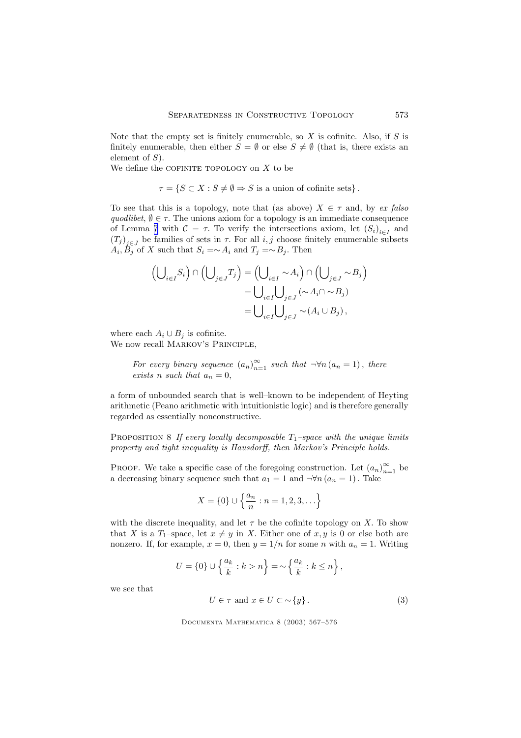Note that the empty set is finitely enumerable, so $X$ is cofinite. Also, if $S$ is finitely enumerable, then either $S = \emptyset$ or else $S \neq \emptyset$ (that is, there exists an element of $S$).

We define the COFINITE TOPOLOGY on $X$ to be

$$\tau = \{S \subset X : S \neq \emptyset \Rightarrow S \text{ is a union of cofinite sets}\}.$$

To see that this is a topology, note that (as above) $X \in \tau$ and, by *ex falso quodlibet*, $\emptyset \in \tau$. The unions axiom for a topology is an immediate consequence of Lemma 7 with $\mathcal{C} = \tau$. To verify the intersections axiom, let $(S_i)_{i \in I}$ and $(T_j)_{j \in J}$ be families of sets in $\tau$. For all $i, j$ choose finitely enumerable subsets $A_i, B_j$ of $X$ such that $S_i = \sim A_i$ and $T_j = \sim B_j$. Then

$$\begin{aligned}
\left(\bigcup_{i \in I} S_i\right) \cap \left(\bigcup_{j \in J} T_j\right) &= \left(\bigcup_{i \in I} \sim A_i\right) \cap \left(\bigcup_{j \in J} \sim B_j\right) \\
&= \bigcup_{i \in I} \bigcup_{j \in J} (\sim A_i \cap \sim B_j) \\
&= \bigcup_{i \in I} \bigcup_{j \in J} \sim (A_i \cup B_j),
\end{aligned}$$

where each $A_i \cup B_j$ is cofinite.

We now recall MARKOV'S PRINCIPLE,

> *For every binary sequence $(a_n)_{n=1}^{\infty}$ such that $\neg \forall n\,(a_n = 1)$, there exists $n$ such that $a_n = 0$,*

a form of unbounded search that is well–known to be independent of Heyting arithmetic (Peano arithmetic with intuitionistic logic) and is therefore generally regarded as essentially nonconstructive.

PROPOSITION 8 *If every locally decomposable $T_1$–space with the unique limits property and tight inequality is Hausdorff, then Markov's Principle holds.*

PROOF. We take a specific case of the foregoing construction. Let $(a_n)_{n=1}^{\infty}$ be a decreasing binary sequence such that $a_1 = 1$ and $\neg \forall n\,(a_n = 1)$. Take

$$X = \{0\} \cup \left\{\frac{a_n}{n} : n = 1, 2, 3, \ldots\right\}$$

with the discrete inequality, and let $\tau$ be the cofinite topology on $X$. To show that $X$ is a $T_1$–space, let $x \neq y$ in $X$. Either one of $x, y$ is 0 or else both are nonzero. If, for example, $x = 0$, then $y = 1/n$ for some $n$ with $a_n = 1$. Writing

$$U = \{0\} \cup \left\{\frac{a_k}{k} : k > n\right\} = \sim \left\{\frac{a_k}{k} : k \leq n\right\},$$

we see that

$$U \in \tau \text{ and } x \in U \subset \sim \{y\}. \tag{3}$$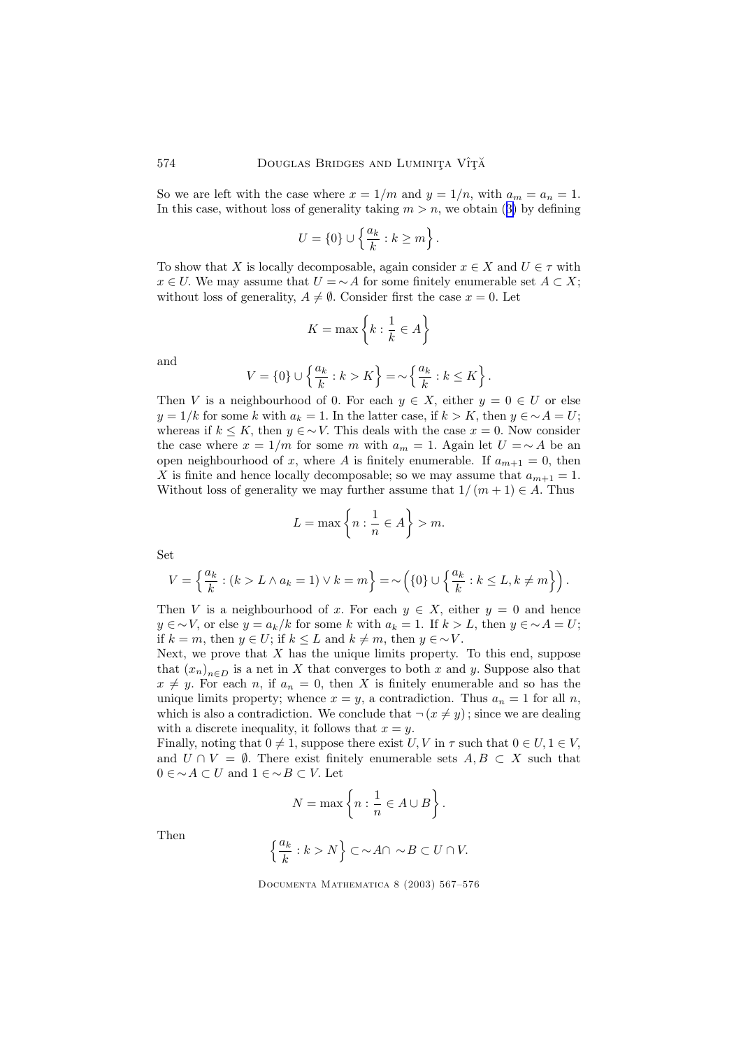So we are left with the case where $x = 1/m$ and $y = 1/n$, with $a_m = a_n = 1$. In this case, without loss of generality taking $m > n$, we obtain (3) by defining

$$U = \{0\} \cup \left\{ \frac{a_k}{k} : k \geq m \right\}.$$

To show that $X$ is locally decomposable, again consider $x \in X$ and $U \in \tau$ with $x \in U$. We may assume that $U = \sim A$ for some finitely enumerable set $A \subset X$; without loss of generality, $A \neq \emptyset$. Consider first the case $x = 0$. Let

$$K = \max \left\{ k : \frac{1}{k} \in A \right\}$$

and

$$V = \{0\} \cup \left\{ \frac{a_k}{k} : k > K \right\} = \sim \left\{ \frac{a_k}{k} : k \leq K \right\}.$$

Then $V$ is a neighbourhood of 0. For each $y \in X$, either $y = 0 \in U$ or else $y = 1/k$ for some $k$ with $a_k = 1$. In the latter case, if $k > K$, then $y \in \sim A = U$; whereas if $k \leq K$, then $y \in \sim V$. This deals with the case $x = 0$. Now consider the case where $x = 1/m$ for some $m$ with $a_m = 1$. Again let $U = \sim A$ be an open neighbourhood of $x$, where $A$ is finitely enumerable. If $a_{m+1} = 0$, then $X$ is finite and hence locally decomposable; so we may assume that $a_{m+1} = 1$. Without loss of generality we may further assume that $1/(m+1) \in A$. Thus

$$L = \max \left\{ n : \frac{1}{n} \in A \right\} > m.$$

Set

$$V = \left\{ \frac{a_k}{k} : (k > L \wedge a_k = 1) \vee k = m \right\} = \sim \left( \{0\} \cup \left\{ \frac{a_k}{k} : k \leq L, k \neq m \right\} \right).$$

Then $V$ is a neighbourhood of $x$. For each $y \in X$, either $y = 0$ and hence $y \in \sim V$, or else $y = a_k/k$ for some $k$ with $a_k = 1$. If $k > L$, then $y \in \sim A = U$; if $k = m$, then $y \in U$; if $k \leq L$ and $k \neq m$, then $y \in \sim V$.

Next, we prove that $X$ has the unique limits property. To this end, suppose that $(x_n)_{n \in D}$ is a net in $X$ that converges to both $x$ and $y$. Suppose also that $x \neq y$. For each $n$, if $a_n = 0$, then $X$ is finitely enumerable and so has the unique limits property; whence $x = y$, a contradiction. Thus $a_n = 1$ for all $n$, which is also a contradiction. We conclude that $\neg (x \neq y)$; since we are dealing with a discrete inequality, it follows that $x = y$.

Finally, noting that $0 \neq 1$, suppose there exist $U, V$ in $\tau$ such that $0 \in U, 1 \in V$, and $U \cap V = \emptyset$. There exist finitely enumerable sets $A, B \subset X$ such that $0 \in \sim A \subset U$ and $1 \in \sim B \subset V$. Let

$$N = \max \left\{ n : \frac{1}{n} \in A \cup B \right\}.$$

Then

$$\left\{ \frac{a_k}{k} : k > N \right\} \subset \sim A \cap \sim B \subset U \cap V.$$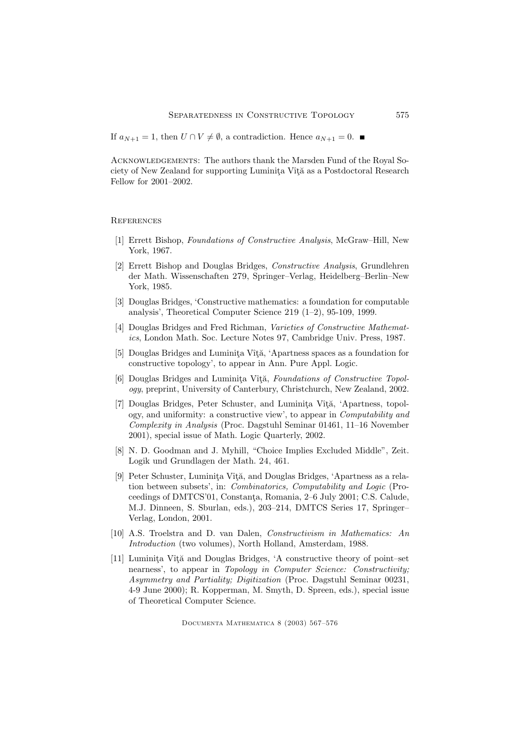If $a_{N+1} = 1$, then $U \cap V \neq \emptyset$, a contradiction. Hence $a_{N+1} = 0$. ∎

Acknowledgements: The authors thank the Marsden Fund of the Royal Society of New Zealand for supporting Luminiţa Vîţă as a Postdoctoral Research Fellow for 2001–2002.

## References

[1] Errett Bishop, *Foundations of Constructive Analysis*, McGraw–Hill, New York, 1967.

[2] Errett Bishop and Douglas Bridges, *Constructive Analysis*, Grundlehren der Math. Wissenschaften 279, Springer–Verlag, Heidelberg–Berlin–New York, 1985.

[3] Douglas Bridges, 'Constructive mathematics: a foundation for computable analysis', Theoretical Computer Science 219 (1–2), 95-109, 1999.

[4] Douglas Bridges and Fred Richman, *Varieties of Constructive Mathematics*, London Math. Soc. Lecture Notes 97, Cambridge Univ. Press, 1987.

[5] Douglas Bridges and Luminiţa Vîţă, 'Apartness spaces as a foundation for constructive topology', to appear in Ann. Pure Appl. Logic.

[6] Douglas Bridges and Luminiţa Vîţă, *Foundations of Constructive Topology*, preprint, University of Canterbury, Christchurch, New Zealand, 2002.

[7] Douglas Bridges, Peter Schuster, and Luminiţa Vîţă, 'Apartness, topology, and uniformity: a constructive view', to appear in *Computability and Complexity in Analysis* (Proc. Dagstuhl Seminar 01461, 11–16 November 2001), special issue of Math. Logic Quarterly, 2002.

[8] N. D. Goodman and J. Myhill, "Choice Implies Excluded Middle", Zeit. Logik und Grundlagen der Math. 24, 461.

[9] Peter Schuster, Luminiţa Vîţă, and Douglas Bridges, 'Apartness as a relation between subsets', in: *Combinatorics, Computability and Logic* (Proceedings of DMTCS'01, Constanţa, Romania, 2–6 July 2001; C.S. Calude, M.J. Dinneen, S. Sburlan, eds.), 203–214, DMTCS Series 17, Springer–Verlag, London, 2001.

[10] A.S. Troelstra and D. van Dalen, *Constructivism in Mathematics: An Introduction* (two volumes), North Holland, Amsterdam, 1988.

[11] Luminiţa Vîţă and Douglas Bridges, 'A constructive theory of point–set nearness', to appear in *Topology in Computer Science: Constructivity; Asymmetry and Partiality; Digitization* (Proc. Dagstuhl Seminar 00231, 4-9 June 2000); R. Kopperman, M. Smyth, D. Spreen, eds.), special issue of Theoretical Computer Science.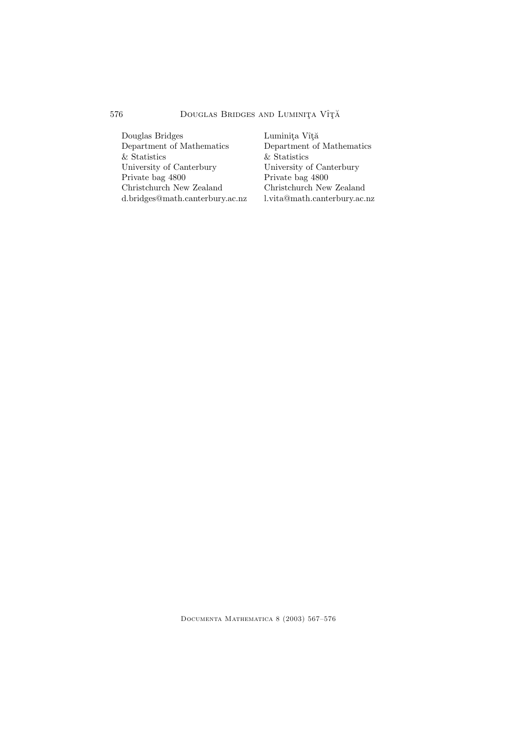Douglas Bridges
Department of Mathematics
& Statistics
University of Canterbury
Private bag 4800
Christchurch New Zealand
d.bridges@math.canterbury.ac.nz

Luminiţa Vîţă
Department of Mathematics
& Statistics
University of Canterbury
Private bag 4800
Christchurch New Zealand
l.vita@math.canterbury.ac.nz